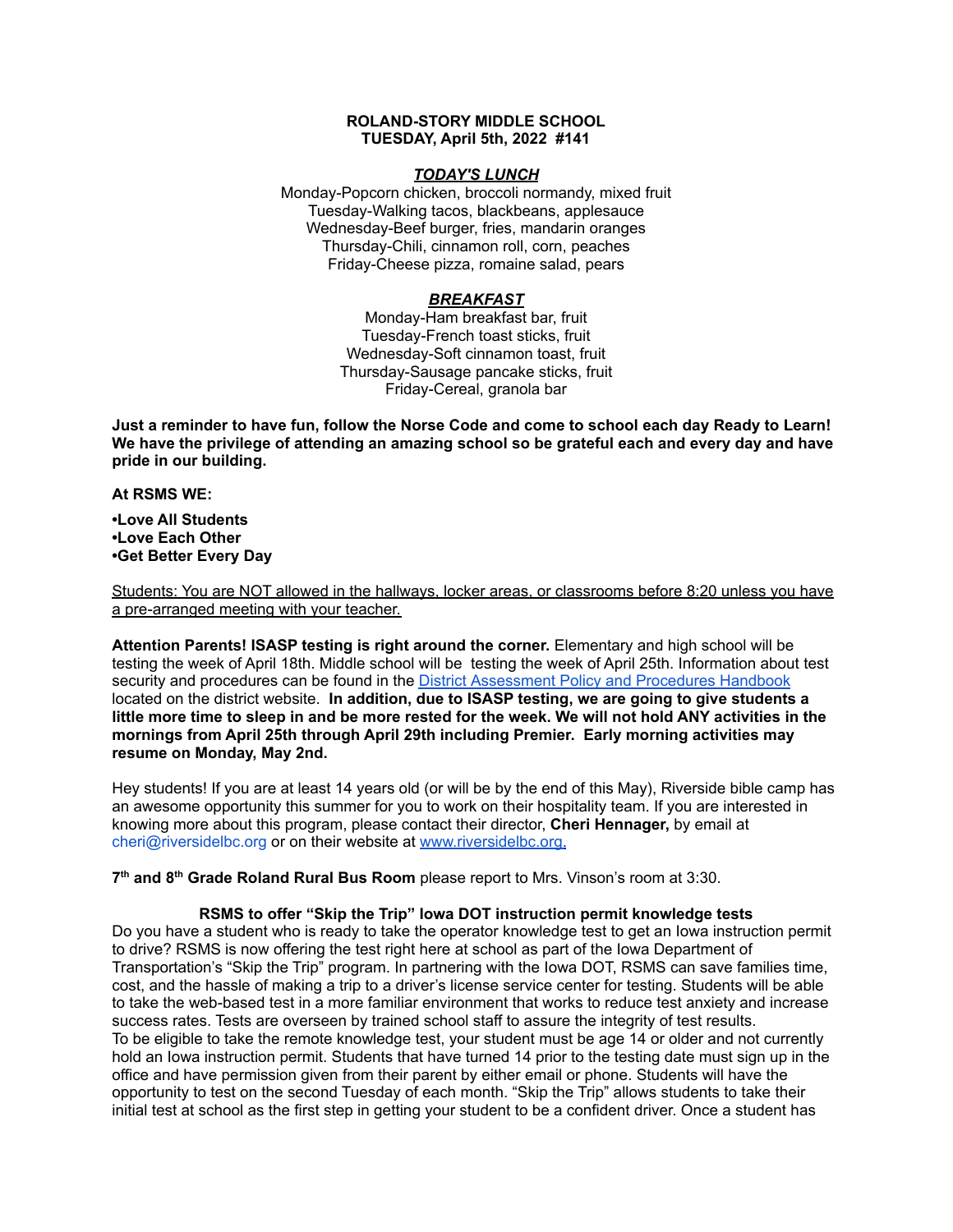**ROLAND-STORY MIDDLE SCHOOL**
**TUESDAY, April 5th, 2022 #141**

***TODAY'S LUNCH***

Monday-Popcorn chicken, broccoli normandy, mixed fruit
Tuesday-Walking tacos, blackbeans, applesauce
Wednesday-Beef burger, fries, mandarin oranges
Thursday-Chili, cinnamon roll, corn, peaches
Friday-Cheese pizza, romaine salad, pears

***BREAKFAST***

Monday-Ham breakfast bar, fruit
Tuesday-French toast sticks, fruit
Wednesday-Soft cinnamon toast, fruit
Thursday-Sausage pancake sticks, fruit
Friday-Cereal, granola bar

**Just a reminder to have fun, follow the Norse Code and come to school each day Ready to Learn! We have the privilege of attending an amazing school so be grateful each and every day and have pride in our building.**

**At RSMS WE:**

**•Love All Students**
**•Love Each Other**
**•Get Better Every Day**

Students: You are NOT allowed in the hallways, locker areas, or classrooms before 8:20 unless you have a pre-arranged meeting with your teacher.

**Attention Parents! ISASP testing is right around the corner.** Elementary and high school will be testing the week of April 18th. Middle school will be testing the week of April 25th. Information about test security and procedures can be found in the District Assessment Policy and Procedures Handbook located on the district website. **In addition, due to ISASP testing, we are going to give students a little more time to sleep in and be more rested for the week. We will not hold ANY activities in the mornings from April 25th through April 29th including Premier. Early morning activities may resume on Monday, May 2nd.**

Hey students! If you are at least 14 years old (or will be by the end of this May), Riverside bible camp has an awesome opportunity this summer for you to work on their hospitality team. If you are interested in knowing more about this program, please contact their director, **Cheri Hennager,** by email at cheri@riversidelbc.org or on their website at www.riversidelbc.org.

**7th and 8th Grade Roland Rural Bus Room** please report to Mrs. Vinson's room at 3:30.

**RSMS to offer "Skip the Trip" Iowa DOT instruction permit knowledge tests**

Do you have a student who is ready to take the operator knowledge test to get an Iowa instruction permit to drive? RSMS is now offering the test right here at school as part of the Iowa Department of Transportation's "Skip the Trip" program. In partnering with the Iowa DOT, RSMS can save families time, cost, and the hassle of making a trip to a driver's license service center for testing. Students will be able to take the web-based test in a more familiar environment that works to reduce test anxiety and increase success rates. Tests are overseen by trained school staff to assure the integrity of test results.
To be eligible to take the remote knowledge test, your student must be age 14 or older and not currently hold an Iowa instruction permit. Students that have turned 14 prior to the testing date must sign up in the office and have permission given from their parent by either email or phone. Students will have the opportunity to test on the second Tuesday of each month. "Skip the Trip" allows students to take their initial test at school as the first step in getting your student to be a confident driver. Once a student has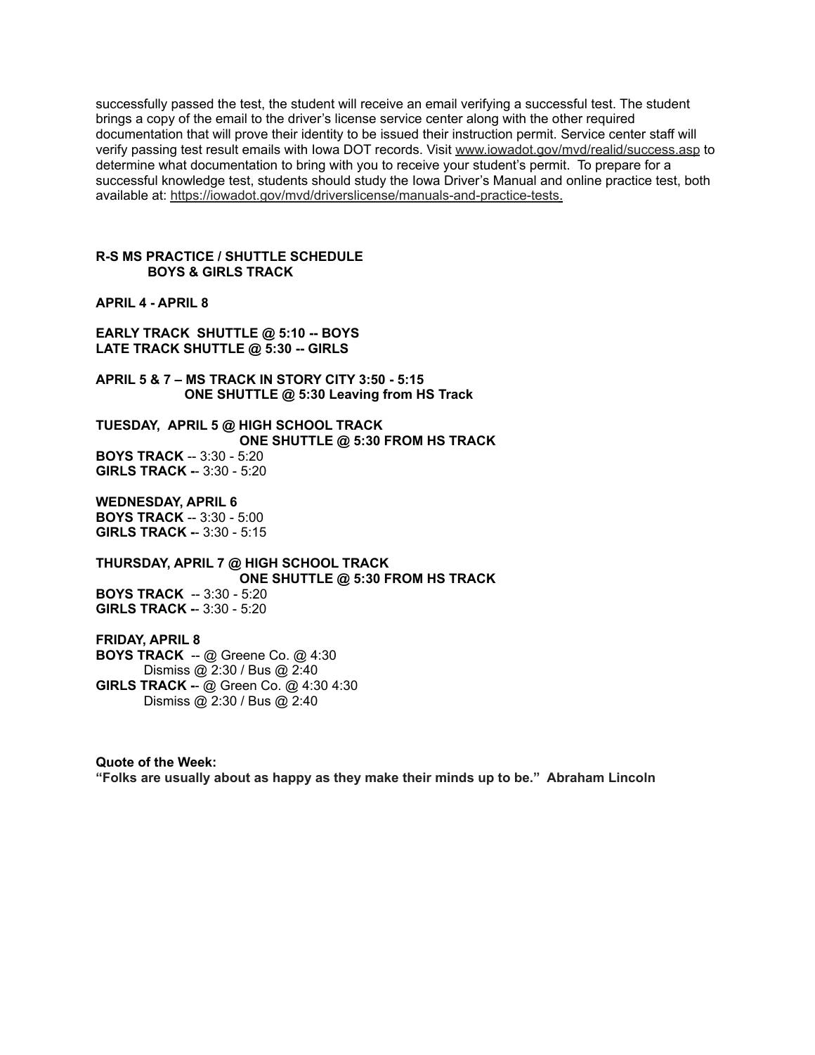successfully passed the test, the student will receive an email verifying a successful test. The student brings a copy of the email to the driver's license service center along with the other required documentation that will prove their identity to be issued their instruction permit. Service center staff will verify passing test result emails with Iowa DOT records. Visit www.iowadot.gov/mvd/realid/success.asp to determine what documentation to bring with you to receive your student's permit. To prepare for a successful knowledge test, students should study the Iowa Driver's Manual and online practice test, both available at: https://iowadot.gov/mvd/driverslicense/manuals-and-practice-tests.

**R-S MS PRACTICE / SHUTTLE SCHEDULE**
**BOYS & GIRLS TRACK**

**APRIL 4 - APRIL 8**

**EARLY TRACK SHUTTLE @ 5:10 -- BOYS**
**LATE TRACK SHUTTLE @ 5:30 -- GIRLS**

**APRIL 5 & 7 – MS TRACK IN STORY CITY 3:50 - 5:15**
**ONE SHUTTLE @ 5:30 Leaving from HS Track**

**TUESDAY, APRIL 5 @ HIGH SCHOOL TRACK**
**ONE SHUTTLE @ 5:30 FROM HS TRACK**
**BOYS TRACK** -- 3:30 - 5:20
**GIRLS TRACK --** 3:30 - 5:20

**WEDNESDAY, APRIL 6**
**BOYS TRACK** -- 3:30 - 5:00
**GIRLS TRACK --** 3:30 - 5:15

**THURSDAY, APRIL 7 @ HIGH SCHOOL TRACK**
**ONE SHUTTLE @ 5:30 FROM HS TRACK**
**BOYS TRACK** -- 3:30 - 5:20
**GIRLS TRACK --** 3:30 - 5:20

**FRIDAY, APRIL 8**
**BOYS TRACK** -- @ Greene Co. @ 4:30
Dismiss @ 2:30 / Bus @ 2:40
**GIRLS TRACK --** @ Green Co. @ 4:30 4:30
Dismiss @ 2:30 / Bus @ 2:40

**Quote of the Week:**
**"Folks are usually about as happy as they make their minds up to be." Abraham Lincoln**